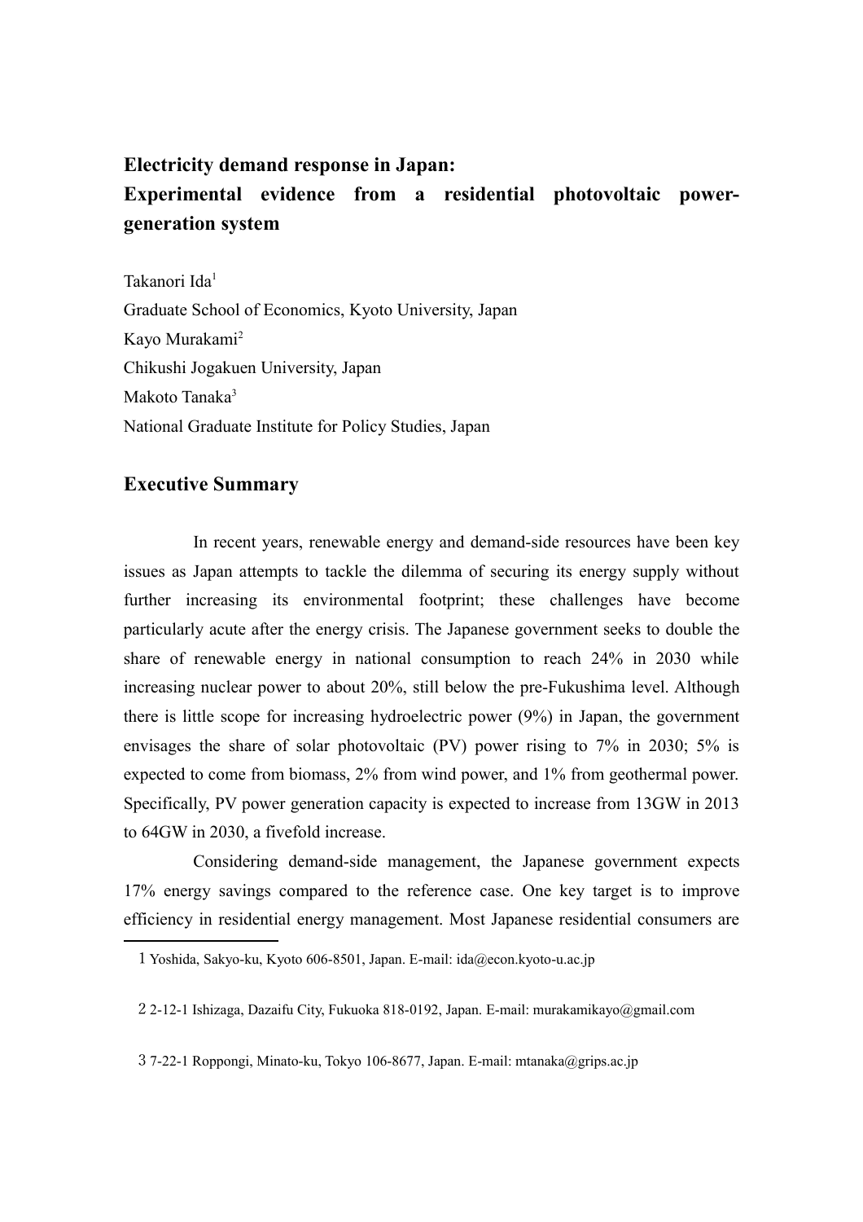# Electricity demand response in Japan: Experimental evidence from a residential photovoltaic power-generation system

Takanori Ida[1]
Graduate School of Economics, Kyoto University, Japan
Kayo Murakami[2]
Chikushi Jogakuen University, Japan
Makoto Tanaka[3]
National Graduate Institute for Policy Studies, Japan

## Executive Summary

In recent years, renewable energy and demand-side resources have been key issues as Japan attempts to tackle the dilemma of securing its energy supply without further increasing its environmental footprint; these challenges have become particularly acute after the energy crisis. The Japanese government seeks to double the share of renewable energy in national consumption to reach 24% in 2030 while increasing nuclear power to about 20%, still below the pre-Fukushima level. Although there is little scope for increasing hydroelectric power (9%) in Japan, the government envisages the share of solar photovoltaic (PV) power rising to 7% in 2030; 5% is expected to come from biomass, 2% from wind power, and 1% from geothermal power. Specifically, PV power generation capacity is expected to increase from 13GW in 2013 to 64GW in 2030, a fivefold increase.

Considering demand-side management, the Japanese government expects 17% energy savings compared to the reference case. One key target is to improve efficiency in residential energy management. Most Japanese residential consumers are

---

1 Yoshida, Sakyo-ku, Kyoto 606-8501, Japan. E-mail: ida@econ.kyoto-u.ac.jp

2 2-12-1 Ishizaga, Dazaifu City, Fukuoka 818-0192, Japan. E-mail: murakamikayo@gmail.com

3 7-22-1 Roppongi, Minato-ku, Tokyo 106-8677, Japan. E-mail: mtanaka@grips.ac.jp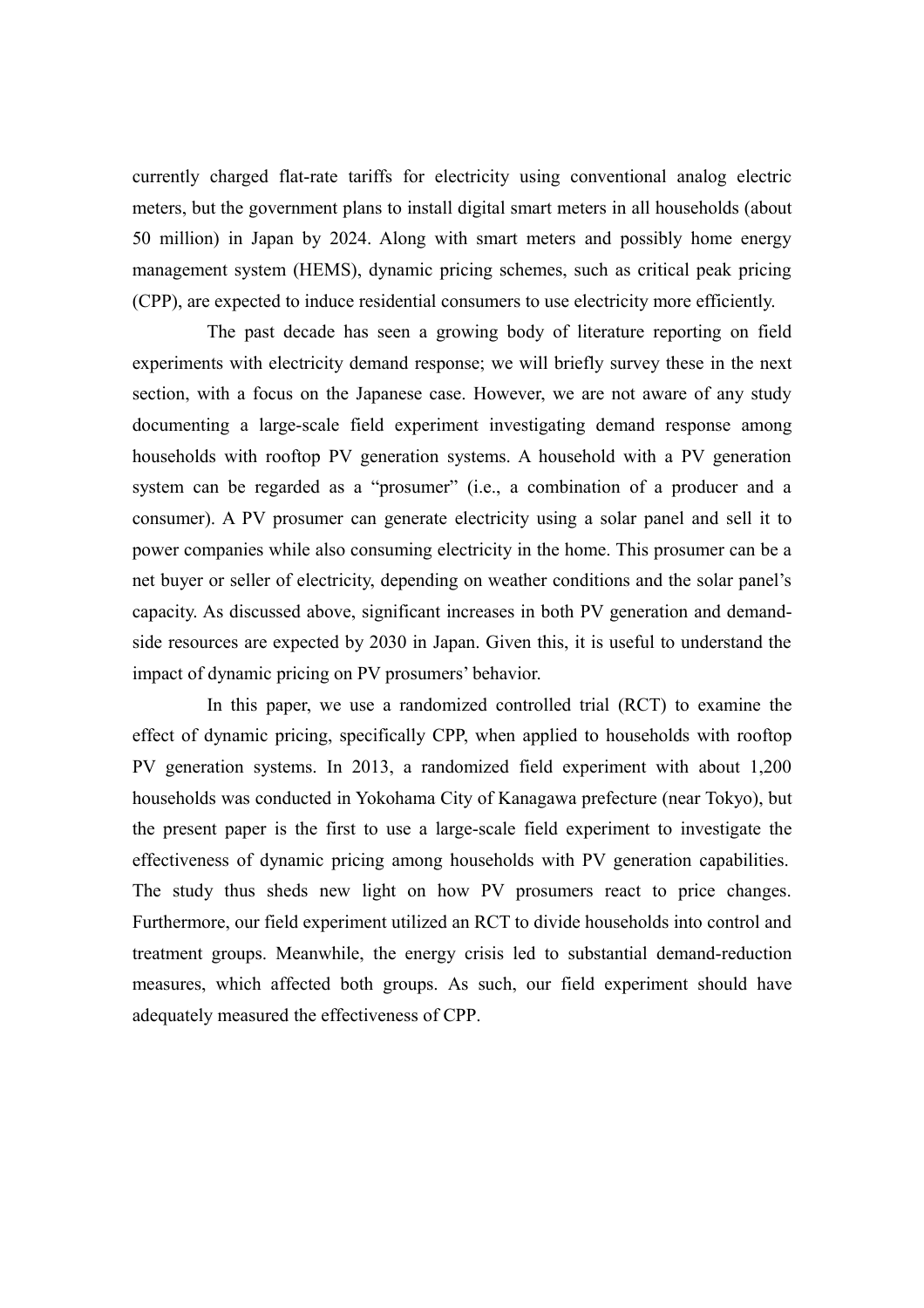currently charged flat-rate tariffs for electricity using conventional analog electric meters, but the government plans to install digital smart meters in all households (about 50 million) in Japan by 2024. Along with smart meters and possibly home energy management system (HEMS), dynamic pricing schemes, such as critical peak pricing (CPP), are expected to induce residential consumers to use electricity more efficiently.

The past decade has seen a growing body of literature reporting on field experiments with electricity demand response; we will briefly survey these in the next section, with a focus on the Japanese case. However, we are not aware of any study documenting a large-scale field experiment investigating demand response among households with rooftop PV generation systems. A household with a PV generation system can be regarded as a "prosumer" (i.e., a combination of a producer and a consumer). A PV prosumer can generate electricity using a solar panel and sell it to power companies while also consuming electricity in the home. This prosumer can be a net buyer or seller of electricity, depending on weather conditions and the solar panel's capacity. As discussed above, significant increases in both PV generation and demand-side resources are expected by 2030 in Japan. Given this, it is useful to understand the impact of dynamic pricing on PV prosumers' behavior.

In this paper, we use a randomized controlled trial (RCT) to examine the effect of dynamic pricing, specifically CPP, when applied to households with rooftop PV generation systems. In 2013, a randomized field experiment with about 1,200 households was conducted in Yokohama City of Kanagawa prefecture (near Tokyo), but the present paper is the first to use a large-scale field experiment to investigate the effectiveness of dynamic pricing among households with PV generation capabilities. The study thus sheds new light on how PV prosumers react to price changes. Furthermore, our field experiment utilized an RCT to divide households into control and treatment groups. Meanwhile, the energy crisis led to substantial demand-reduction measures, which affected both groups. As such, our field experiment should have adequately measured the effectiveness of CPP.